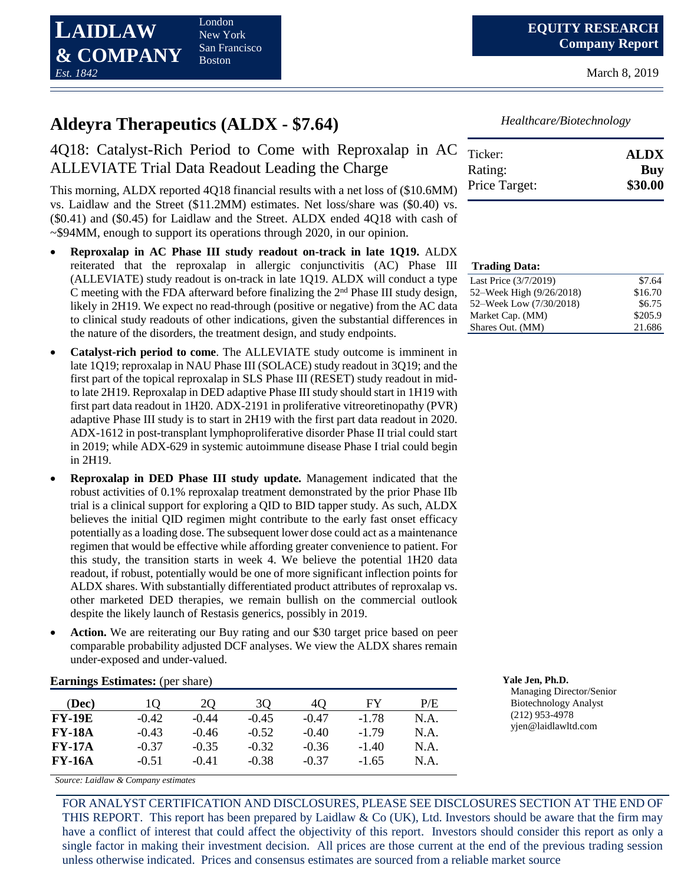# LAIDLAW & COMPANY

*Est. 1842*

London
New York
San Francisco
Boston

**EQUITY RESEARCH**
**Company Report**

March 8, 2019

## Aldeyra Therapeutics (ALDX - $7.64)

*Healthcare/Biotechnology*

### 4Q18: Catalyst-Rich Period to Come with Reproxalap in AC ALLEVIATE Trial Data Readout Leading the Charge

| | |
|---|---|
| Ticker: | **ALDX** |
| Rating: | **Buy** |
| Price Target: | **$30.00** |

This morning, ALDX reported 4Q18 financial results with a net loss of ($10.6MM) vs. Laidlaw and the Street ($11.2MM) estimates. Net loss/share was ($0.40) vs. ($0.41) and ($0.45) for Laidlaw and the Street. ALDX ended 4Q18 with cash of ~$94MM, enough to support its operations through 2020, in our opinion.

- **Reproxalap in AC Phase III study readout on-track in late 1Q19.** ALDX reiterated that the reproxalap in allergic conjunctivitis (AC) Phase III (ALLEVIATE) study readout is on-track in late 1Q19. ALDX will conduct a type C meeting with the FDA afterward before finalizing the 2nd Phase III study design, likely in 2H19. We expect no read-through (positive or negative) from the AC data to clinical study readouts of other indications, given the substantial differences in the nature of the disorders, the treatment design, and study endpoints.
- **Catalyst-rich period to come**. The ALLEVIATE study outcome is imminent in late 1Q19; reproxalap in NAU Phase III (SOLACE) study readout in 3Q19; and the first part of the topical reproxalap in SLS Phase III (RESET) study readout in mid- to late 2H19. Reproxalap in DED adaptive Phase III study should start in 1H19 with first part data readout in 1H20. ADX-2191 in proliferative vitreoretinopathy (PVR) adaptive Phase III study is to start in 2H19 with the first part data readout in 2020. ADX-1612 in post-transplant lymphoproliferative disorder Phase II trial could start in 2019; while ADX-629 in systemic autoimmune disease Phase I trial could begin in 2H19.
- **Reproxalap in DED Phase III study update.** Management indicated that the robust activities of 0.1% reproxalap treatment demonstrated by the prior Phase IIb trial is a clinical support for exploring a QID to BID tapper study. As such, ALDX believes the initial QID regimen might contribute to the early fast onset efficacy potentially as a loading dose. The subsequent lower dose could act as a maintenance regimen that would be effective while affording greater convenience to patient. For this study, the transition starts in week 4. We believe the potential 1H20 data readout, if robust, potentially would be one of more significant inflection points for ALDX shares. With substantially differentiated product attributes of reproxalap vs. other marketed DED therapies, we remain bullish on the commercial outlook despite the likely launch of Restasis generics, possibly in 2019.
- **Action.** We are reiterating our Buy rating and our $30 target price based on peer comparable probability adjusted DCF analyses. We view the ALDX shares remain under-exposed and under-valued.

**Trading Data:**

| | |
|---|---|
| Last Price (3/7/2019) | $7.64 |
| 52–Week High (9/26/2018) | $16.70 |
| 52–Week Low (7/30/2018) | $6.75 |
| Market Cap. (MM) | $205.9 |
| Shares Out. (MM) | 21.686 |

**Earnings Estimates:** (per share)

| (Dec) | 1Q | 2Q | 3Q | 4Q | FY | P/E |
|---|---|---|---|---|---|---|
| **FY-19E** | -0.42 | -0.44 | -0.45 | -0.47 | -1.78 | N.A. |
| **FY-18A** | -0.43 | -0.46 | -0.52 | -0.40 | -1.79 | N.A. |
| **FY-17A** | -0.37 | -0.35 | -0.32 | -0.36 | -1.40 | N.A. |
| **FY-16A** | -0.51 | -0.41 | -0.38 | -0.37 | -1.65 | N.A. |

*Source: Laidlaw & Company estimates*

**Yale Jen, Ph.D.**
Managing Director/Senior Biotechnology Analyst
(212) 953-4978
yjen@laidlawltd.com

FOR ANALYST CERTIFICATION AND DISCLOSURES, PLEASE SEE DISCLOSURES SECTION AT THE END OF THIS REPORT. This report has been prepared by Laidlaw & Co (UK), Ltd. Investors should be aware that the firm may have a conflict of interest that could affect the objectivity of this report. Investors should consider this report as only a single factor in making their investment decision. All prices are those current at the end of the previous trading session unless otherwise indicated. Prices and consensus estimates are sourced from a reliable market source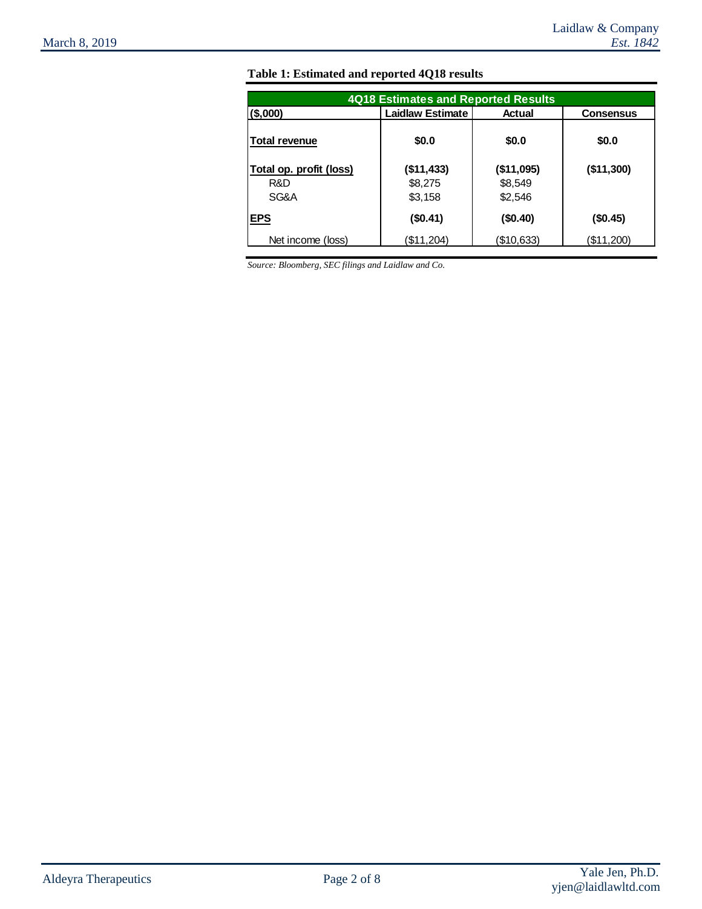**Table 1: Estimated and reported 4Q18 results**

| 4Q18 Estimates and Reported Results | | | |
|---|---|---|---|
| **($,000)** | **Laidlaw Estimate** | **Actual** | **Consensus** |
| **Total revenue** | **$0.0** | **$0.0** | **$0.0** |
| **Total op. profit (loss)** | **($11,433)** | **($11,095)** | **($11,300)** |
| R&D | $8,275 | $8,549 | |
| SG&A | $3,158 | $2,546 | |
| **EPS** | **($0.41)** | **($0.40)** | **($0.45)** |
| Net income (loss) | ($11,204) | ($10,633) | ($11,200) |

*Source: Bloomberg, SEC filings and Laidlaw and Co.*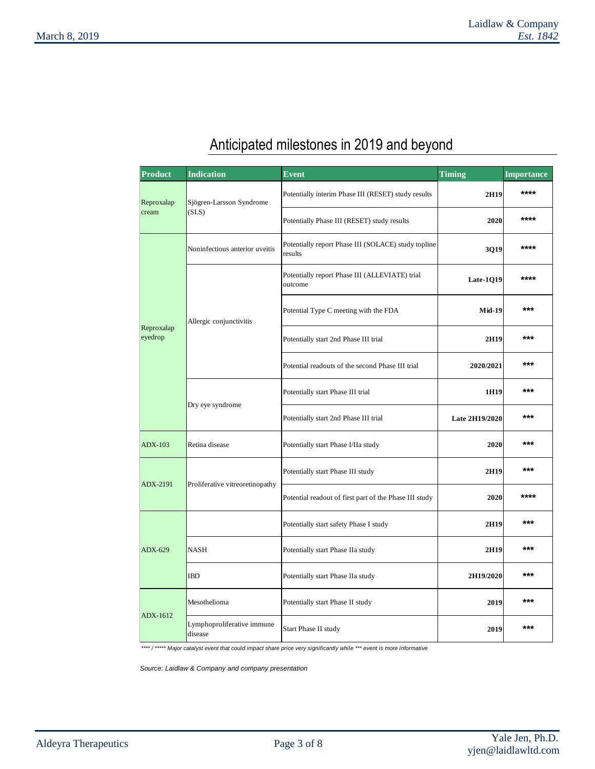## Anticipated milestones in 2019 and beyond

| Product | Indication | Event | Timing | Importance |
|---|---|---|---|---|
| Reproxalap cream | Sjögren-Larsson Syndrome (SLS) | Potentially interim Phase III (RESET) study results | 2H19 | **** |
| | | Potentially Phase III (RESET) study results | 2020 | **** |
| Reproxalap eyedrop | Noninfectious anterior uveitis | Potentially report Phase III (SOLACE) study topline results | 3Q19 | **** |
| | Allergic conjunctivitis | Potentially report Phase III (ALLEVIATE) trial outcome | Late-1Q19 | **** |
| | | Potential Type C meeting with the FDA | Mid-19 | *** |
| | | Potentially start 2nd Phase III trial | 2H19 | *** |
| | | Potential readouts of the second Phase III trial | 2020/2021 | *** |
| | Dry eye syndrome | Potentially start Phase III trial | 1H19 | *** |
| | | Potentially start 2nd Phase III trial | Late 2H19/2020 | *** |
| ADX-103 | Retina disease | Potentially start Phase I/IIa study | 2020 | *** |
| ADX-2191 | Proliferative vitreoretinopathy | Potentially start Phase III study | 2H19 | *** |
| | | Potential readout of first part of the Phase III study | 2020 | **** |
| ADX-629 | | Potentially start safety Phase I study | 2H19 | *** |
| | NASH | Potentially start Phase IIa study | 2H19 | *** |
| | IBD | Potentially start Phase IIa study | 2H19/2020 | *** |
| ADX-1612 | Mesothelioma | Potentially start Phase II study | 2019 | *** |
| | Lymphoproliferative immune disease | Start Phase II study | 2019 | *** |

*\*\*\*\* / \*\*\*\*\* Major catalyst event that could impact share price very significantly while \*\*\* event is more informative*

*Source: Laidlaw & Company and company presentation*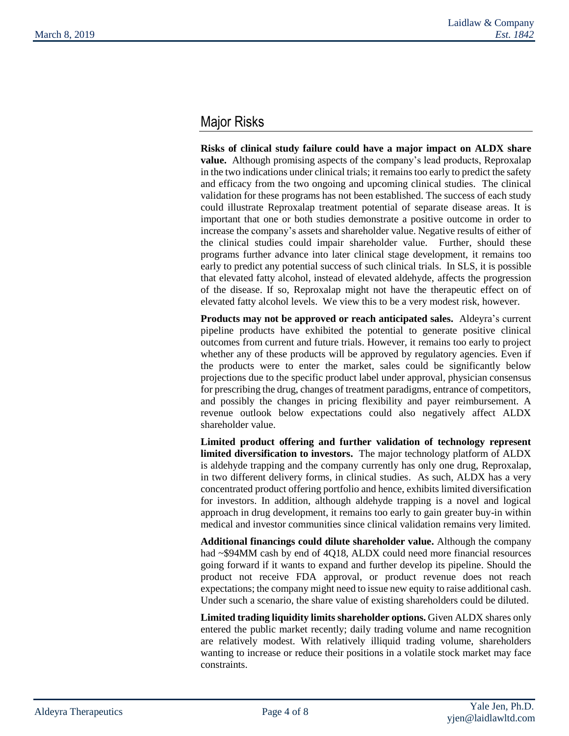## Major Risks

**Risks of clinical study failure could have a major impact on ALDX share value.** Although promising aspects of the company's lead products, Reproxalap in the two indications under clinical trials; it remains too early to predict the safety and efficacy from the two ongoing and upcoming clinical studies. The clinical validation for these programs has not been established. The success of each study could illustrate Reproxalap treatment potential of separate disease areas. It is important that one or both studies demonstrate a positive outcome in order to increase the company's assets and shareholder value. Negative results of either of the clinical studies could impair shareholder value. Further, should these programs further advance into later clinical stage development, it remains too early to predict any potential success of such clinical trials. In SLS, it is possible that elevated fatty alcohol, instead of elevated aldehyde, affects the progression of the disease. If so, Reproxalap might not have the therapeutic effect on of elevated fatty alcohol levels. We view this to be a very modest risk, however.

**Products may not be approved or reach anticipated sales.** Aldeyra's current pipeline products have exhibited the potential to generate positive clinical outcomes from current and future trials. However, it remains too early to project whether any of these products will be approved by regulatory agencies. Even if the products were to enter the market, sales could be significantly below projections due to the specific product label under approval, physician consensus for prescribing the drug, changes of treatment paradigms, entrance of competitors, and possibly the changes in pricing flexibility and payer reimbursement. A revenue outlook below expectations could also negatively affect ALDX shareholder value.

**Limited product offering and further validation of technology represent limited diversification to investors.** The major technology platform of ALDX is aldehyde trapping and the company currently has only one drug, Reproxalap, in two different delivery forms, in clinical studies. As such, ALDX has a very concentrated product offering portfolio and hence, exhibits limited diversification for investors. In addition, although aldehyde trapping is a novel and logical approach in drug development, it remains too early to gain greater buy-in within medical and investor communities since clinical validation remains very limited.

**Additional financings could dilute shareholder value.** Although the company had ~$94MM cash by end of 4Q18, ALDX could need more financial resources going forward if it wants to expand and further develop its pipeline. Should the product not receive FDA approval, or product revenue does not reach expectations; the company might need to issue new equity to raise additional cash. Under such a scenario, the share value of existing shareholders could be diluted.

**Limited trading liquidity limits shareholder options.** Given ALDX shares only entered the public market recently; daily trading volume and name recognition are relatively modest. With relatively illiquid trading volume, shareholders wanting to increase or reduce their positions in a volatile stock market may face constraints.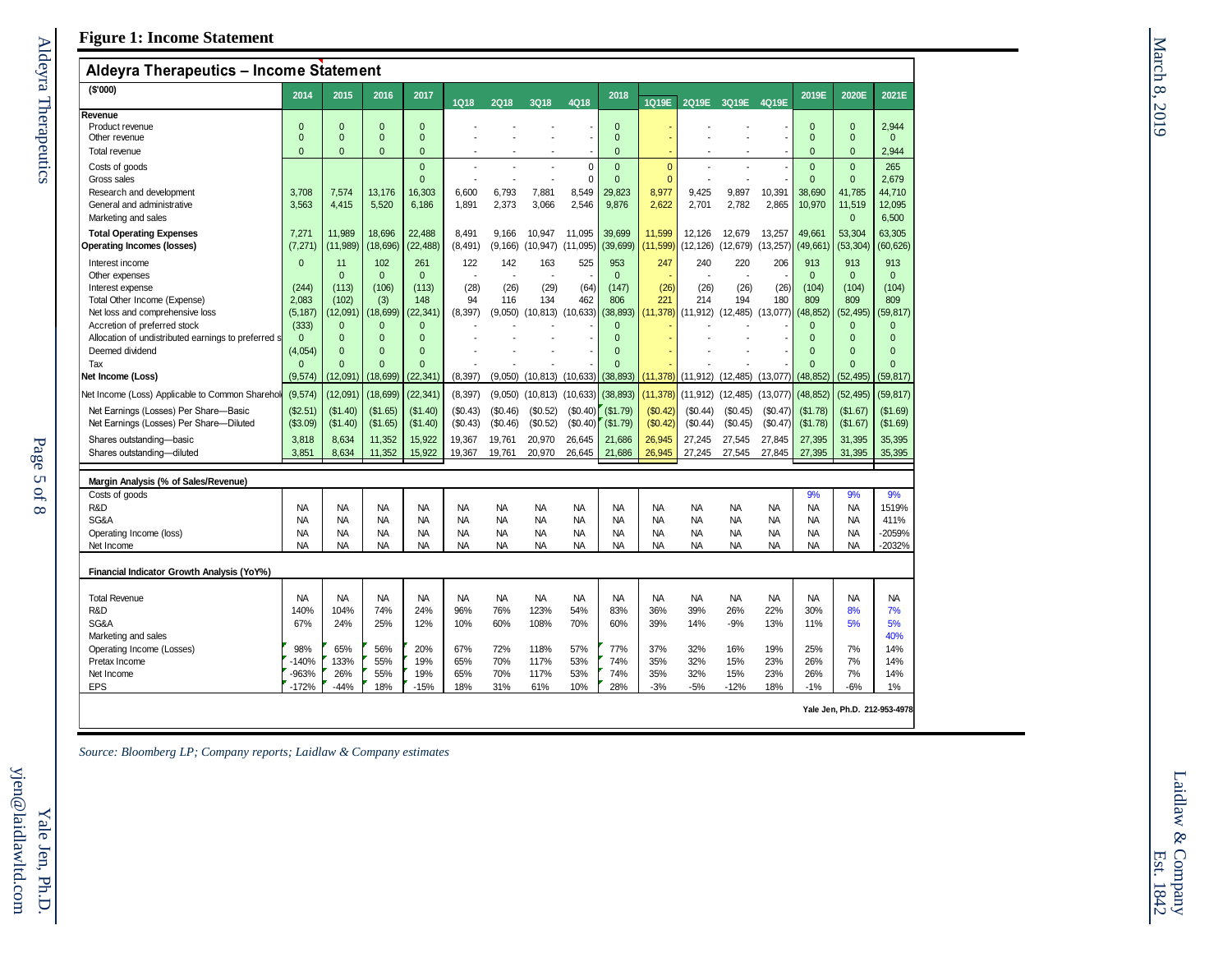## Figure 1: Income Statement

**Aldeyra Therapeutics – Income Statement**

| ($'000) | 2014 | 2015 | 2016 | 2017 | 1Q18 | 2Q18 | 3Q18 | 4Q18 | 2018 | 1Q19E | 2Q19E | 3Q19E | 4Q19E | 2019E | 2020E | 2021E |
|---|---|---|---|---|---|---|---|---|---|---|---|---|---|---|---|---|
| **Revenue** | | | | | | | | | | | | | | | | |
| Product revenue | 0 | 0 | 0 | 0 | - | - | - | - | 0 | - | - | - | - | 0 | 0 | 2,944 |
| Other revenue | 0 | 0 | 0 | 0 | - | - | - | - | 0 | - | - | - | - | 0 | 0 | 0 |
| Total revenue | 0 | 0 | 0 | 0 | - | - | - | - | 0 | - | - | - | - | 0 | 0 | 2,944 |
| Costs of goods | | | | 0 | - | - | - | 0 | 0 | 0 | - | - | - | 0 | 0 | 265 |
| Gross sales | | | | 0 | - | - | - | 0 | 0 | 0 | - | - | - | 0 | 0 | 2,679 |
| Research and development | 3,708 | 7,574 | 13,176 | 16,303 | 6,600 | 6,793 | 7,881 | 8,549 | 29,823 | 8,977 | 9,425 | 9,897 | 10,391 | 38,690 | 41,785 | 44,710 |
| General and administrative | 3,563 | 4,415 | 5,520 | 6,186 | 1,891 | 2,373 | 3,066 | 2,546 | 9,876 | 2,622 | 2,701 | 2,782 | 2,865 | 10,970 | 11,519 | 12,095 |
| Marketing and sales | | | | | | | | | | | | | | | 0 | 6,500 |
| **Total Operating Expenses** | 7,271 | 11,989 | 18,696 | 22,488 | 8,491 | 9,166 | 10,947 | 11,095 | 39,699 | 11,599 | 12,126 | 12,679 | 13,257 | 49,661 | 53,304 | 63,305 |
| **Operating Incomes (losses)** | (7,271) | (11,989) | (18,696) | (22,488) | (8,491) | (9,166) | (10,947) | (11,095) | (39,699) | (11,599) | (12,126) | (12,679) | (13,257) | (49,661) | (53,304) | (60,626) |
| Interest income | 0 | 11 | 102 | 261 | 122 | 142 | 163 | 525 | 953 | 247 | 240 | 220 | 206 | 913 | 913 | 913 |
| Other expenses | | 0 | 0 | 0 | - | - | - | - | 0 | - | - | - | - | 0 | 0 | 0 |
| Interest expense | (244) | (113) | (106) | (113) | (28) | (26) | (29) | (64) | (147) | (26) | (26) | (26) | (26) | (104) | (104) | (104) |
| Total Other Income (Expense) | 2,083 | (102) | (3) | 148 | 94 | 116 | 134 | 462 | 806 | 221 | 214 | 194 | 180 | 809 | 809 | 809 |
| Net loss and comprehensive loss | (5,187) | (12,091) | (18,699) | (22,341) | (8,397) | (9,050) | (10,813) | (10,633) | (38,893) | (11,378) | (11,912) | (12,485) | (13,077) | (48,852) | (52,495) | (59,817) |
| Accretion of preferred stock | (333) | 0 | 0 | 0 | - | - | - | - | 0 | - | - | - | - | 0 | 0 | 0 |
| Allocation of undistributed earnings to preferred s | 0 | 0 | 0 | 0 | - | - | - | - | 0 | - | - | - | - | 0 | 0 | 0 |
| Deemed dividend | (4,054) | 0 | 0 | 0 | - | - | - | - | 0 | - | - | - | - | 0 | 0 | 0 |
| Tax | 0 | 0 | 0 | 0 | - | - | - | - | 0 | - | - | - | - | 0 | 0 | 0 |
| **Net Income (Loss)** | (9,574) | (12,091) | (18,699) | (22,341) | (8,397) | (9,050) | (10,813) | (10,633) | (38,893) | (11,378) | (11,912) | (12,485) | (13,077) | (48,852) | (52,495) | (59,817) |
| Net Income (Loss) Applicable to Common Sharehol | (9,574) | (12,091) | (18,699) | (22,341) | (8,397) | (9,050) | (10,813) | (10,633) | (38,893) | (11,378) | (11,912) | (12,485) | (13,077) | (48,852) | (52,495) | (59,817) |
| Net Earnings (Losses) Per Share—Basic | ($2.51) | ($1.40) | ($1.65) | ($1.40) | ($0.43) | ($0.46) | ($0.52) | ($0.40) | ($1.79) | ($0.42) | ($0.44) | ($0.45) | ($0.47) | ($1.78) | ($1.67) | ($1.69) |
| Net Earnings (Losses) Per Share—Diluted | ($3.09) | ($1.40) | ($1.65) | ($1.40) | ($0.43) | ($0.46) | ($0.52) | ($0.40) | ($1.79) | ($0.42) | ($0.44) | ($0.45) | ($0.47) | ($1.78) | ($1.67) | ($1.69) |
| Shares outstanding—basic | 3,818 | 8,634 | 11,352 | 15,922 | 19,367 | 19,761 | 20,970 | 26,645 | 21,686 | 26,945 | 27,245 | 27,545 | 27,845 | 27,395 | 31,395 | 35,395 |
| Shares outstanding—diluted | 3,851 | 8,634 | 11,352 | 15,922 | 19,367 | 19,761 | 20,970 | 26,645 | 21,686 | 26,945 | 27,245 | 27,545 | 27,845 | 27,395 | 31,395 | 35,395 |
| **Margin Analysis (% of Sales/Revenue)** | | | | | | | | | | | | | | | | |
| Costs of goods | | | | | | | | | | | | | | 9% | 9% | 9% |
| R&D | NA | NA | NA | NA | NA | NA | NA | NA | NA | NA | NA | NA | NA | NA | NA | 1519% |
| SG&A | NA | NA | NA | NA | NA | NA | NA | NA | NA | NA | NA | NA | NA | NA | NA | 411% |
| Operating Income (loss) | NA | NA | NA | NA | NA | NA | NA | NA | NA | NA | NA | NA | NA | NA | NA | -2059% |
| Net Income | NA | NA | NA | NA | NA | NA | NA | NA | NA | NA | NA | NA | NA | NA | NA | -2032% |
| **Financial Indicator Growth Analysis (YoY%)** | | | | | | | | | | | | | | | | |
| Total Revenue | NA | NA | NA | NA | NA | NA | NA | NA | NA | NA | NA | NA | NA | NA | NA | NA |
| R&D | 140% | 104% | 74% | 24% | 96% | 76% | 123% | 54% | 83% | 36% | 39% | 26% | 22% | 30% | 8% | 7% |
| SG&A | 67% | 24% | 25% | 12% | 10% | 60% | 108% | 70% | 60% | 39% | 14% | -9% | 13% | 11% | 5% | 5% |
| Marketing and sales | | | | | | | | | | | | | | | | 40% |
| Operating Income (Losses) | 98% | 65% | 56% | 20% | 67% | 72% | 118% | 57% | 77% | 37% | 32% | 16% | 19% | 25% | 7% | 14% |
| Pretax Income | -140% | 133% | 55% | 19% | 65% | 70% | 117% | 53% | 74% | 35% | 32% | 15% | 23% | 26% | 7% | 14% |
| Net Income | -963% | 26% | 55% | 19% | 65% | 70% | 117% | 53% | 74% | 35% | 32% | 15% | 23% | 26% | 7% | 14% |
| EPS | -172% | -44% | 18% | -15% | 18% | 31% | 61% | 10% | 28% | -3% | -5% | -12% | 18% | -1% | -6% | 1% |

Yale Jen, Ph.D. 212-953-4978

*Source: Bloomberg LP; Company reports; Laidlaw & Company estimates*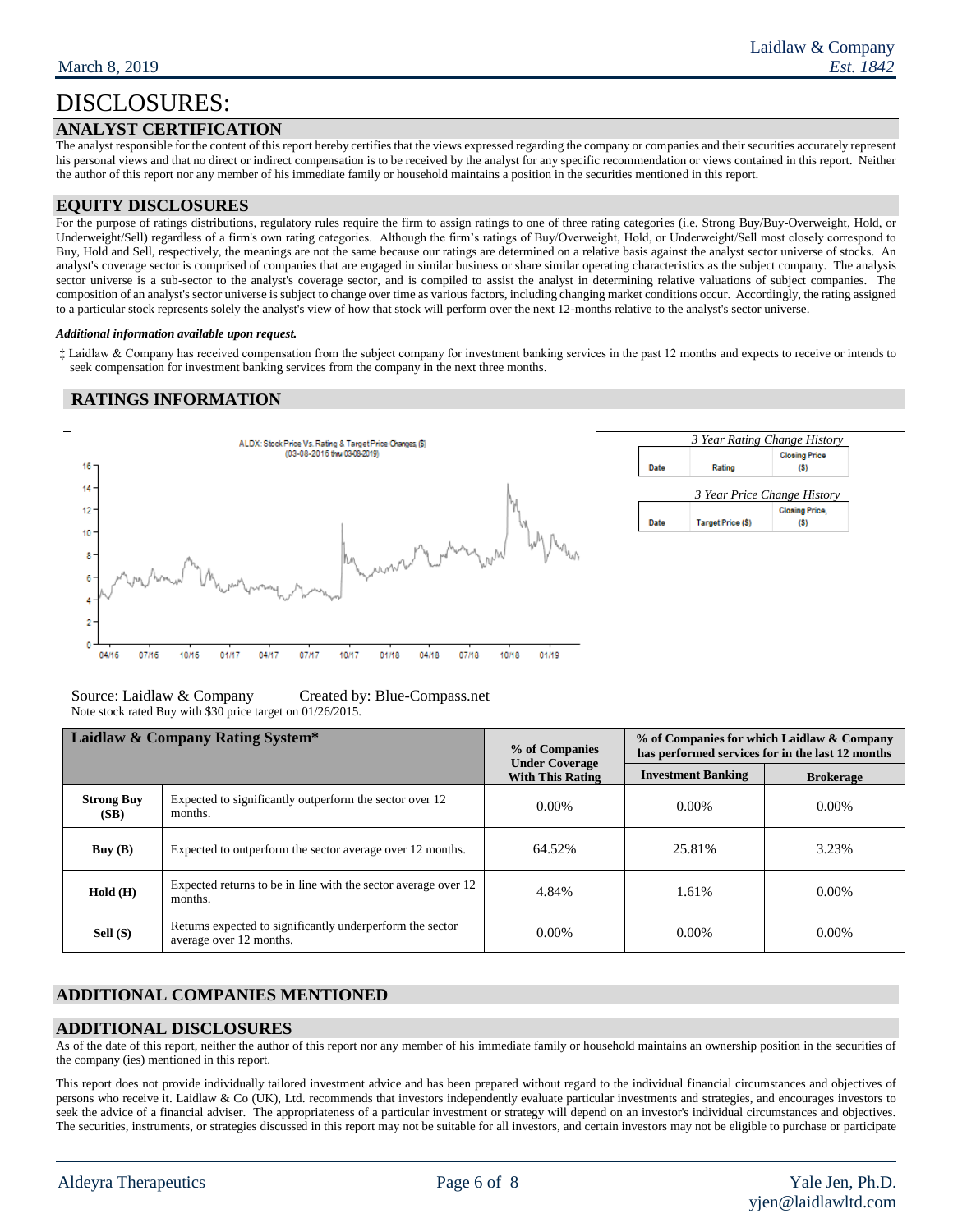# DISCLOSURES:

## ANALYST CERTIFICATION

The analyst responsible for the content of this report hereby certifies that the views expressed regarding the company or companies and their securities accurately represent his personal views and that no direct or indirect compensation is to be received by the analyst for any specific recommendation or views contained in this report. Neither the author of this report nor any member of his immediate family or household maintains a position in the securities mentioned in this report.

## EQUITY DISCLOSURES

For the purpose of ratings distributions, regulatory rules require the firm to assign ratings to one of three rating categories (i.e. Strong Buy/Buy-Overweight, Hold, or Underweight/Sell) regardless of a firm's own rating categories. Although the firm's ratings of Buy/Overweight, Hold, or Underweight/Sell most closely correspond to Buy, Hold and Sell, respectively, the meanings are not the same because our ratings are determined on a relative basis against the analyst sector universe of stocks. An analyst's coverage sector is comprised of companies that are engaged in similar business or share similar operating characteristics as the subject company. The analysis sector universe is a sub-sector to the analyst's coverage sector, and is compiled to assist the analyst in determining relative valuations of subject companies. The composition of an analyst's sector universe is subject to change over time as various factors, including changing market conditions occur. Accordingly, the rating assigned to a particular stock represents solely the analyst's view of how that stock will perform over the next 12-months relative to the analyst's sector universe.

***Additional information available upon request.***

‡ Laidlaw & Company has received compensation from the subject company for investment banking services in the past 12 months and expects to receive or intends to seek compensation for investment banking services from the company in the next three months.

## RATINGS INFORMATION

ALDX: Stock Price Vs. Rating & Target Price Changes, ($)
(03-08-2016 thru 03-08-2019)

*3 Year Rating Change History*

| Date | Rating | Closing Price ($) |
|---|---|---|

*3 Year Price Change History*

| Date | Target Price ($) | Closing Price, ($) |
|---|---|---|

Source: Laidlaw & Company Created by: Blue-Compass.net

Note stock rated Buy with $30 price target on 01/26/2015.

| Laidlaw & Company Rating System* | | % of Companies Under Coverage With This Rating | % of Companies for which Laidlaw & Company has performed services for in the last 12 months | |
|---|---|---|---|---|
| | | | Investment Banking | Brokerage |
| **Strong Buy (SB)** | Expected to significantly outperform the sector over 12 months. | 0.00% | 0.00% | 0.00% |
| **Buy (B)** | Expected to outperform the sector average over 12 months. | 64.52% | 25.81% | 3.23% |
| **Hold (H)** | Expected returns to be in line with the sector average over 12 months. | 4.84% | 1.61% | 0.00% |
| **Sell (S)** | Returns expected to significantly underperform the sector average over 12 months. | 0.00% | 0.00% | 0.00% |

## ADDITIONAL COMPANIES MENTIONED

## ADDITIONAL DISCLOSURES

As of the date of this report, neither the author of this report nor any member of his immediate family or household maintains an ownership position in the securities of the company (ies) mentioned in this report.

This report does not provide individually tailored investment advice and has been prepared without regard to the individual financial circumstances and objectives of persons who receive it. Laidlaw & Co (UK), Ltd. recommends that investors independently evaluate particular investments and strategies, and encourages investors to seek the advice of a financial adviser. The appropriateness of a particular investment or strategy will depend on an investor's individual circumstances and objectives. The securities, instruments, or strategies discussed in this report may not be suitable for all investors, and certain investors may not be eligible to purchase or participate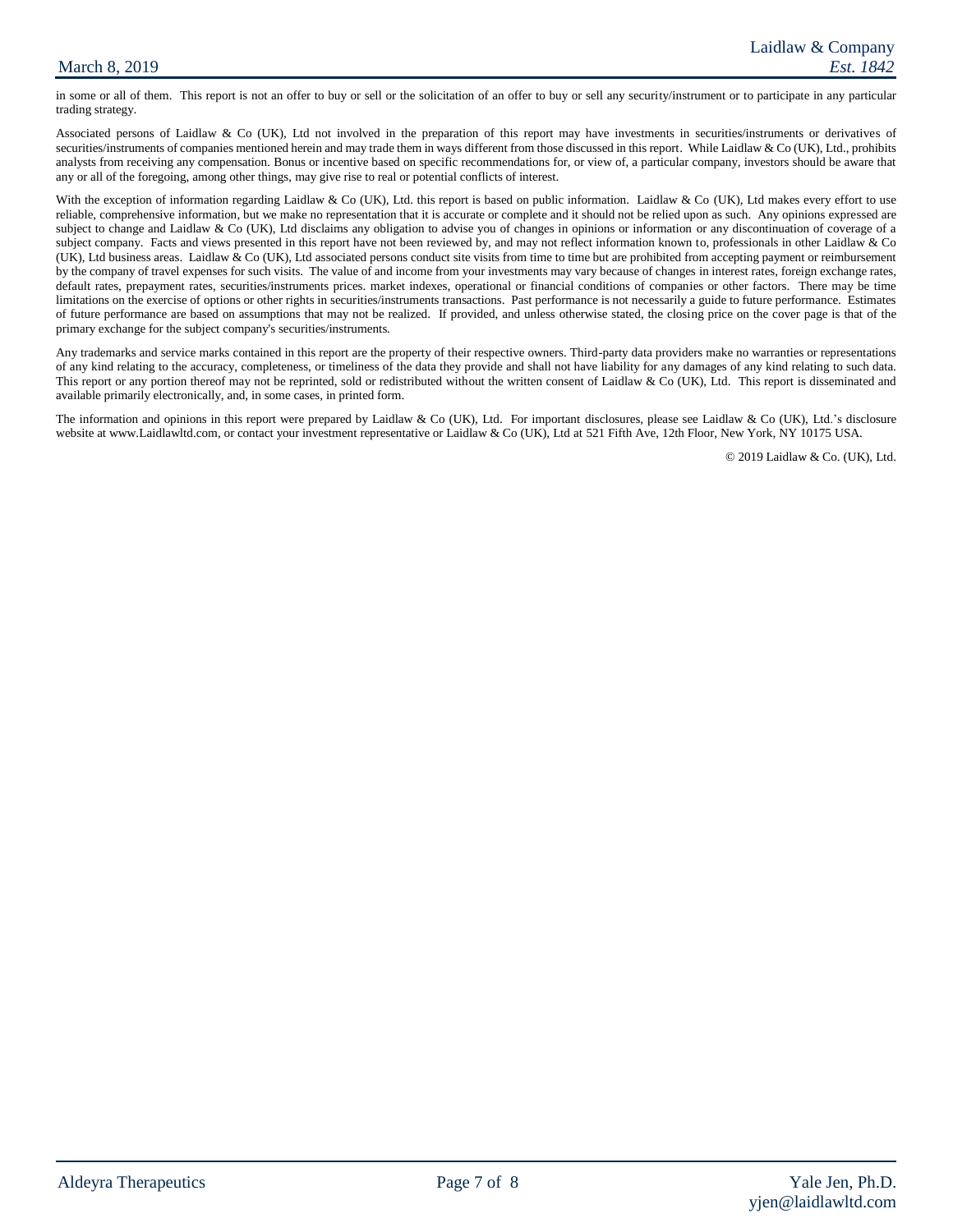in some or all of them. This report is not an offer to buy or sell or the solicitation of an offer to buy or sell any security/instrument or to participate in any particular trading strategy.

Associated persons of Laidlaw & Co (UK), Ltd not involved in the preparation of this report may have investments in securities/instruments or derivatives of securities/instruments of companies mentioned herein and may trade them in ways different from those discussed in this report. While Laidlaw & Co (UK), Ltd., prohibits analysts from receiving any compensation. Bonus or incentive based on specific recommendations for, or view of, a particular company, investors should be aware that any or all of the foregoing, among other things, may give rise to real or potential conflicts of interest.

With the exception of information regarding Laidlaw & Co (UK), Ltd. this report is based on public information. Laidlaw & Co (UK), Ltd makes every effort to use reliable, comprehensive information, but we make no representation that it is accurate or complete and it should not be relied upon as such. Any opinions expressed are subject to change and Laidlaw & Co (UK), Ltd disclaims any obligation to advise you of changes in opinions or information or any discontinuation of coverage of a subject company. Facts and views presented in this report have not been reviewed by, and may not reflect information known to, professionals in other Laidlaw & Co (UK), Ltd business areas. Laidlaw & Co (UK), Ltd associated persons conduct site visits from time to time but are prohibited from accepting payment or reimbursement by the company of travel expenses for such visits. The value of and income from your investments may vary because of changes in interest rates, foreign exchange rates, default rates, prepayment rates, securities/instruments prices. market indexes, operational or financial conditions of companies or other factors. There may be time limitations on the exercise of options or other rights in securities/instruments transactions. Past performance is not necessarily a guide to future performance. Estimates of future performance are based on assumptions that may not be realized. If provided, and unless otherwise stated, the closing price on the cover page is that of the primary exchange for the subject company's securities/instruments.

Any trademarks and service marks contained in this report are the property of their respective owners. Third-party data providers make no warranties or representations of any kind relating to the accuracy, completeness, or timeliness of the data they provide and shall not have liability for any damages of any kind relating to such data. This report or any portion thereof may not be reprinted, sold or redistributed without the written consent of Laidlaw & Co (UK), Ltd. This report is disseminated and available primarily electronically, and, in some cases, in printed form.

The information and opinions in this report were prepared by Laidlaw & Co (UK), Ltd. For important disclosures, please see Laidlaw & Co (UK), Ltd.'s disclosure website at www.Laidlawltd.com, or contact your investment representative or Laidlaw & Co (UK), Ltd at 521 Fifth Ave, 12th Floor, New York, NY 10175 USA.

© 2019 Laidlaw & Co. (UK), Ltd.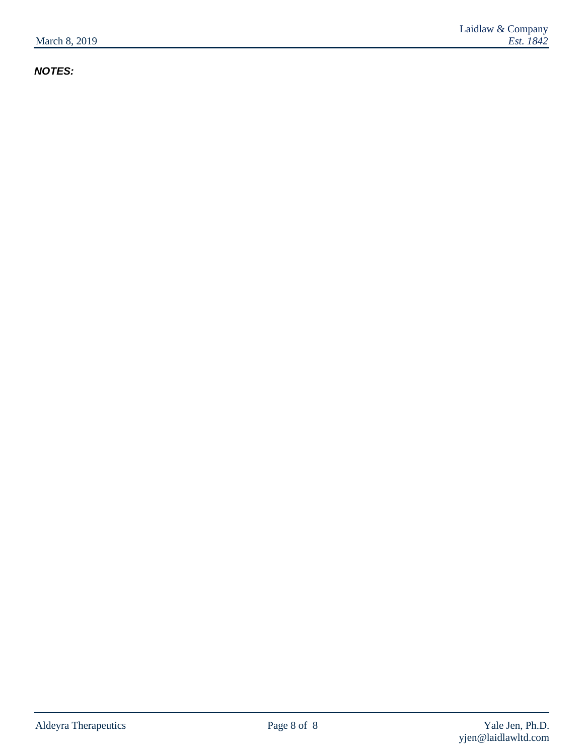***NOTES:***